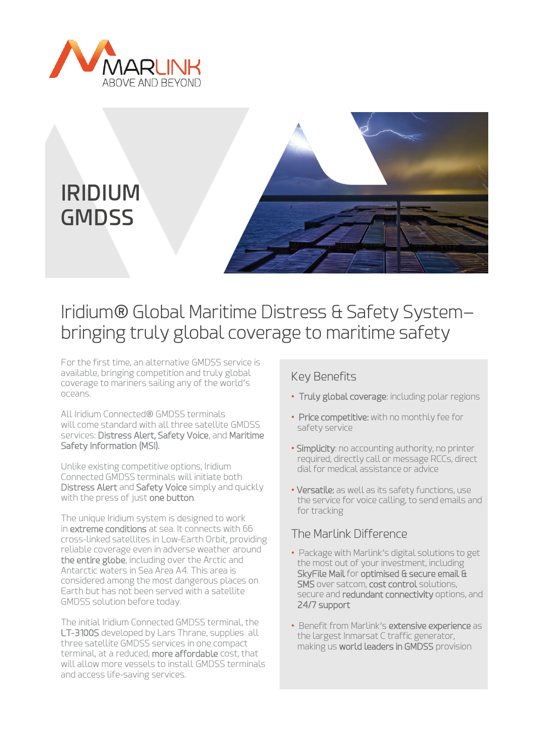MARLINK
ABOVE AND BEYOND

# IRIDIUM GMDSS

## Iridium® Global Maritime Distress & Safety System– bringing truly global coverage to maritime safety

For the first time, an alternative GMDSS service is available, bringing competition and truly global coverage to mariners sailing any of the world's oceans.

All Iridium Connected® GMDSS terminals will come standard with all three satellite GMDSS services: **Distress Alert, Safety Voice**, and **Maritime Safety Information (MSI).**

Unlike existing competitive options, Iridium Connected GMDSS terminals will initiate both **Distress Alert** and **Safety Voice** simply and quickly with the press of just **one button**.

The unique Iridium system is designed to work in **extreme conditions** at sea. It connects with 66 cross-linked satellites in Low-Earth Orbit, providing reliable coverage even in adverse weather around **the entire globe**, including over the Arctic and Antarctic waters in Sea Area A4. This area is considered among the most dangerous places on Earth but has not been served with a satellite GMDSS solution before today.

The initial Iridium Connected GMDSS terminal, the **LT-3100S** developed by Lars Thrane, supplies all three satellite GMDSS services in one compact terminal, at a reduced, **more affordable** cost, that will allow more vessels to install GMDSS terminals and access life-saving services.

### Key Benefits

- **Truly global coverage**: including polar regions
- **Price competitive:** with no monthly fee for safety service
- **Simplicity**: no accounting authority, no printer required, directly call or message RCCs, direct dial for medical assistance or advice
- **Versatile:** as well as its safety functions, use the service for voice calling, to send emails and for tracking

### The Marlink Difference

- Package with Marlink's digital solutions to get the most out of your investment, including **SkyFile Mail** for **optimised & secure email & SMS** over satcom, **cost control** solutions, secure and **redundant connectivity** options, and **24/7 support**
- Benefit from Marlink's **extensive experience** as the largest Inmarsat C traffic generator, making us **world leaders in GMDSS** provision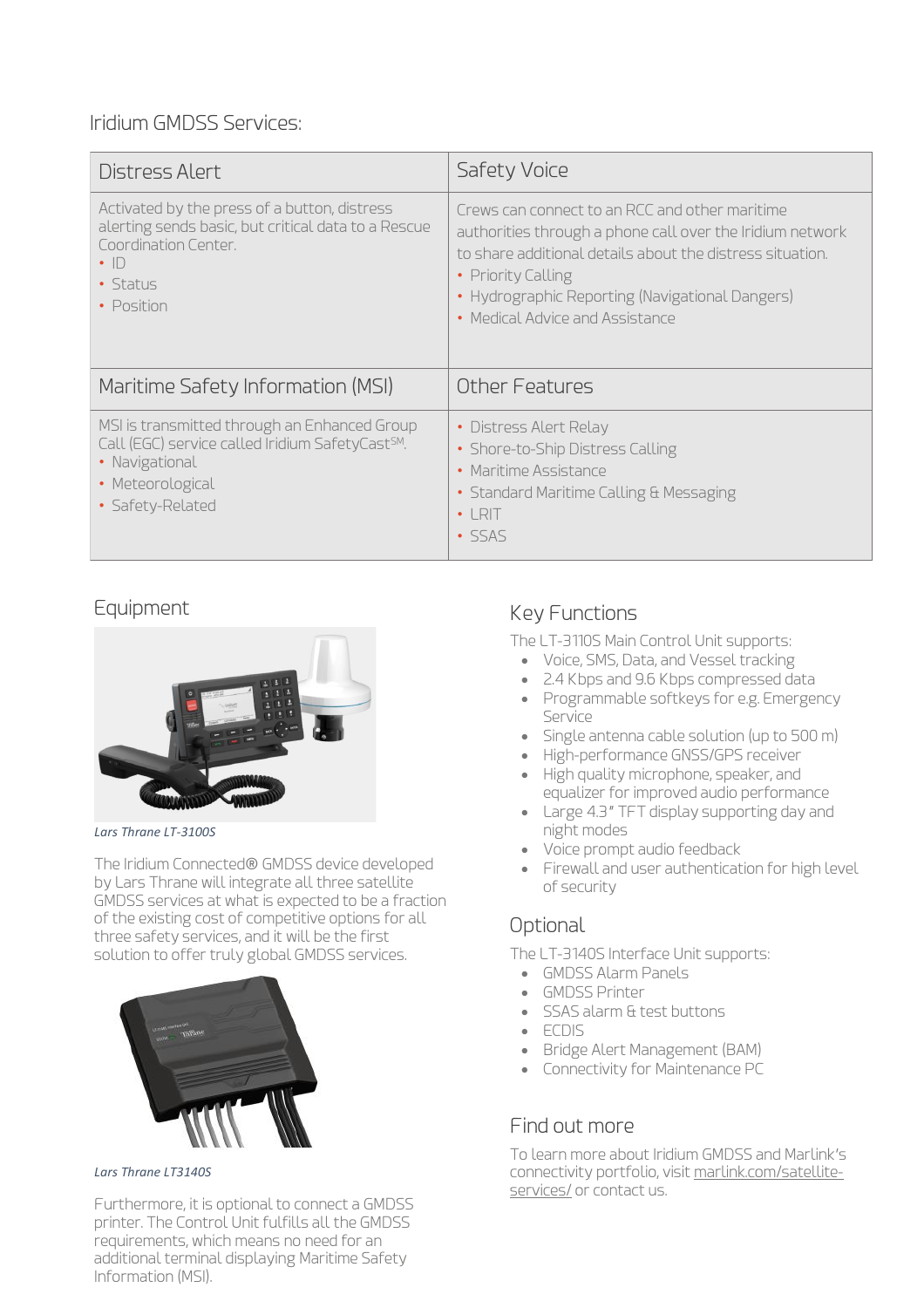## Iridium GMDSS Services:

| Distress Alert | Safety Voice |
|---|---|
| Activated by the press of a button, distress alerting sends basic, but critical data to a Rescue Coordination Center.<br>• ID<br>• Status<br>• Position | Crews can connect to an RCC and other maritime authorities through a phone call over the Iridium network to share additional details about the distress situation.<br>• Priority Calling<br>• Hydrographic Reporting (Navigational Dangers)<br>• Medical Advice and Assistance |
| **Maritime Safety Information (MSI)** | **Other Features** |
| MSI is transmitted through an Enhanced Group Call (EGC) service called Iridium SafetyCast[SM].<br>• Navigational<br>• Meteorological<br>• Safety-Related | • Distress Alert Relay<br>• Shore-to-Ship Distress Calling<br>• Maritime Assistance<br>• Standard Maritime Calling & Messaging<br>• LRIT<br>• SSAS |

## Equipment

*Lars Thrane LT-3100S*

The Iridium Connected® GMDSS device developed by Lars Thrane will integrate all three satellite GMDSS services at what is expected to be a fraction of the existing cost of competitive options for all three safety services, and it will be the first solution to offer truly global GMDSS services.

*Lars Thrane LT3140S*

Furthermore, it is optional to connect a GMDSS printer. The Control Unit fulfills all the GMDSS requirements, which means no need for an additional terminal displaying Maritime Safety Information (MSI).

## Key Functions

The LT-3110S Main Control Unit supports:

- Voice, SMS, Data, and Vessel tracking
- 2.4 Kbps and 9.6 Kbps compressed data
- Programmable softkeys for e.g. Emergency Service
- Single antenna cable solution (up to 500 m)
- High-performance GNSS/GPS receiver
- High quality microphone, speaker, and equalizer for improved audio performance
- Large 4.3" TFT display supporting day and night modes
- Voice prompt audio feedback
- Firewall and user authentication for high level of security

## Optional

The LT-3140S Interface Unit supports:

- GMDSS Alarm Panels
- GMDSS Printer
- SSAS alarm & test buttons
- ECDIS
- Bridge Alert Management (BAM)
- Connectivity for Maintenance PC

## Find out more

To learn more about Iridium GMDSS and Marlink's connectivity portfolio, visit marlink.com/satellite-services/ or contact us.